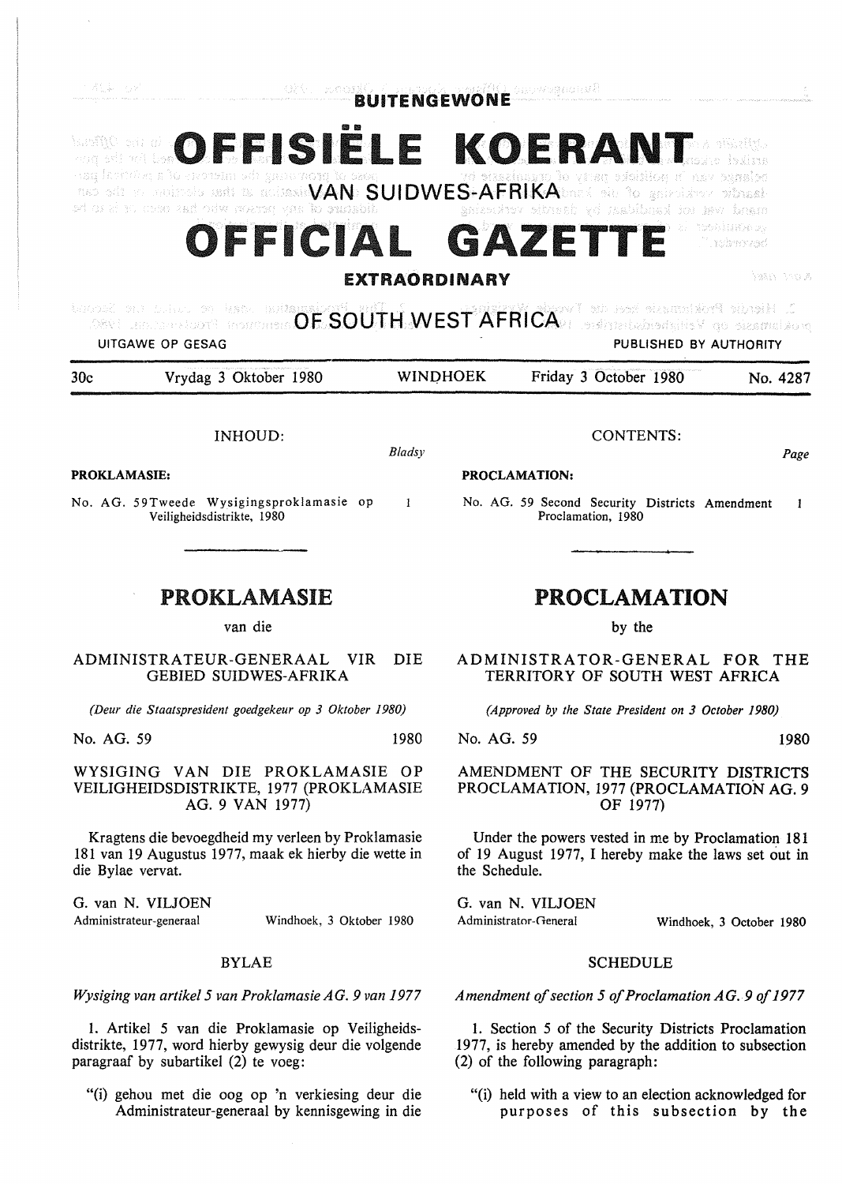# BUITENGEWONE

# OFFISIËLE KOERANT VAN SUIDWES-AFRIKA

# OFFICIAL GAZETTE

## EXTRAORDINARY

## OF SOUTH WEST AFRICA

UITGAWE OP GESAG — PUBLISHED BY AUTHORITY

30c — Vrydag 3 Oktober 1980 — WINDHOEK — Friday 3 October 1980 — No. 4287

INHOUD:

*Bladsy*

**PROKLAMASIE:**

No. AG. 59 Tweede Wysigingsproklamasie op Veiligheidsdistrikte, 1980 — 1

CONTENTS:

*Page*

**PROCLAMATION:**

No. AG. 59 Second Security Districts Amendment Proclamation, 1980 — 1

# PROKLAMASIE

van die

ADMINISTRATEUR-GENERAAL VIR DIE GEBIED SUIDWES-AFRIKA

*(Deur die Staatspresident goedgekeur op 3 Oktober 1980)*

No. AG. 59 — 1980

WYSIGING VAN DIE PROKLAMASIE OP VEILIGHEIDSDISTRIKTE, 1977 (PROKLAMASIE AG. 9 VAN 1977)

Kragtens die bevoegdheid my verleen by Proklamasie 181 van 19 Augustus 1977, maak ek hierby die wette in die Bylae vervat.

G. van N. VILJOEN
Administrateur-generaal — Windhoek, 3 Oktober 1980

BYLAE

*Wysiging van artikel 5 van Proklamasie AG. 9 van 1977*

1. Artikel 5 van die Proklamasie op Veiligheidsdistrikte, 1977, word hierby gewysig deur die volgende paragraaf by subartikel (2) te voeg:

"(i) gehou met die oog op 'n verkiesing deur die Administrateur-generaal by kennisgewing in die

# PROCLAMATION

by the

ADMINISTRATOR-GENERAL FOR THE TERRITORY OF SOUTH WEST AFRICA

*(Approved by the State President on 3 October 1980)*

No. AG. 59 — 1980

AMENDMENT OF THE SECURITY DISTRICTS PROCLAMATION, 1977 (PROCLAMATION AG. 9 OF 1977)

Under the powers vested in me by Proclamation 181 of 19 August 1977, I hereby make the laws set out in the Schedule.

G. van N. VILJOEN
Administrator-General — Windhoek, 3 October 1980

SCHEDULE

*Amendment of section 5 of Proclamation AG. 9 of 1977*

1. Section 5 of the Security Districts Proclamation 1977, is hereby amended by the addition to subsection (2) of the following paragraph:

"(i) held with a view to an election acknowledged for purposes of this subsection by the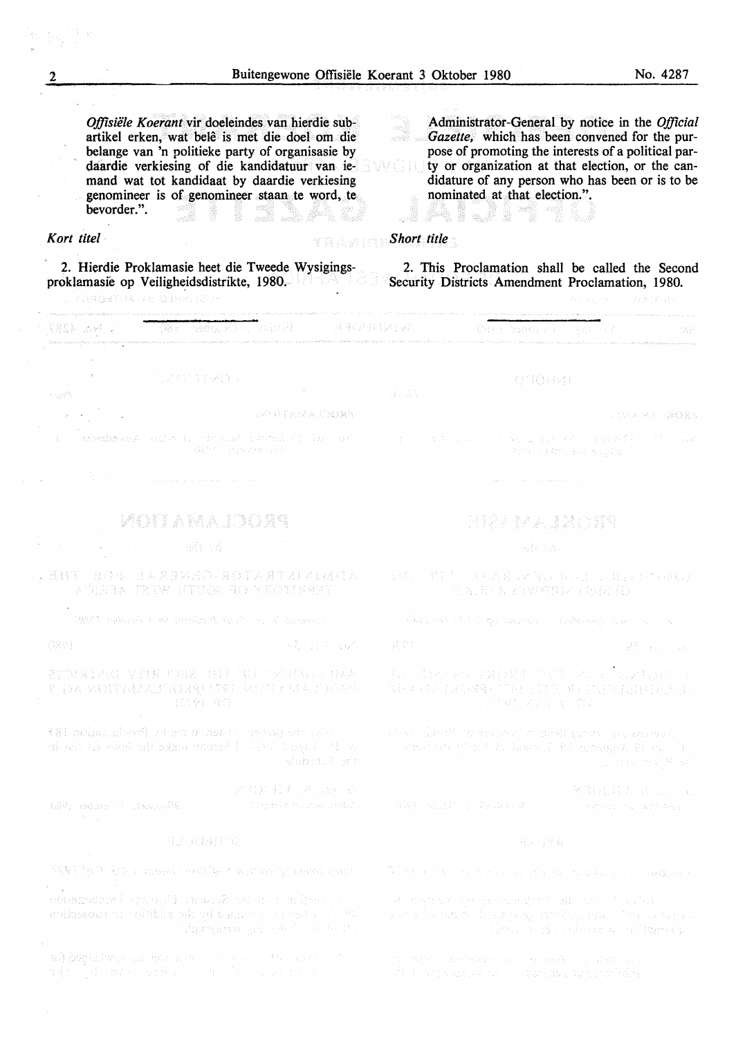*Offisiële Koerant* vir doeleindes van hierdie subartikel erken, wat belê is met die doel om die belange van 'n politieke party of organisasie by daardie verkiesing of die kandidatuur van iemand wat tot kandidaat by daardie verkiesing genomineer is of genomineer staan te word, te bevorder.".

*Kort titel*

2. Hierdie Proklamasie heet die Tweede Wysigingsproklamasie op Veiligheidsdistrikte, 1980.

Administrator-General by notice in the *Official Gazette,* which has been convened for the purpose of promoting the interests of a political party or organization at that election, or the candidature of any person who has been or is to be nominated at that election.".

*Short title*

2. This Proclamation shall be called the Second Security Districts Amendment Proclamation, 1980.